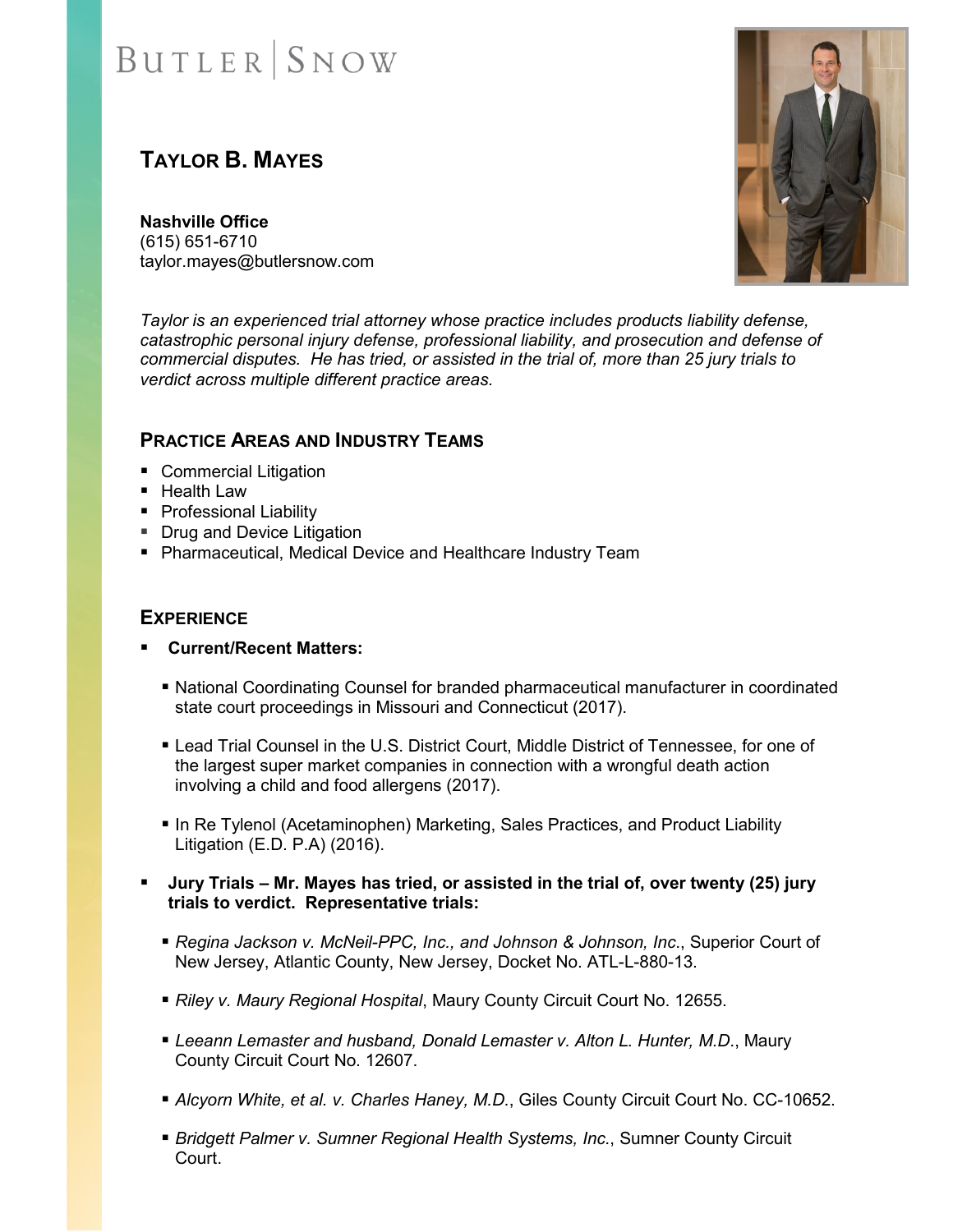BUTLER | SNOW

# TAYLOR B. MAYES

**Nashville Office**
(615) 651-6710
taylor.mayes@butlersnow.com

*Taylor is an experienced trial attorney whose practice includes products liability defense, catastrophic personal injury defense, professional liability, and prosecution and defense of commercial disputes. He has tried, or assisted in the trial of, more than 25 jury trials to verdict across multiple different practice areas.*

## PRACTICE AREAS AND INDUSTRY TEAMS

- Commercial Litigation
- Health Law
- Professional Liability
- Drug and Device Litigation
- Pharmaceutical, Medical Device and Healthcare Industry Team

## EXPERIENCE

- **Current/Recent Matters:**
  - National Coordinating Counsel for branded pharmaceutical manufacturer in coordinated state court proceedings in Missouri and Connecticut (2017).
  - Lead Trial Counsel in the U.S. District Court, Middle District of Tennessee, for one of the largest super market companies in connection with a wrongful death action involving a child and food allergens (2017).
  - In Re Tylenol (Acetaminophen) Marketing, Sales Practices, and Product Liability Litigation (E.D. P.A) (2016).
- **Jury Trials – Mr. Mayes has tried, or assisted in the trial of, over twenty (25) jury trials to verdict. Representative trials:**
  - *Regina Jackson v. McNeil-PPC, Inc., and Johnson & Johnson, Inc.*, Superior Court of New Jersey, Atlantic County, New Jersey, Docket No. ATL-L-880-13.
  - *Riley v. Maury Regional Hospital*, Maury County Circuit Court No. 12655.
  - *Leeann Lemaster and husband, Donald Lemaster v. Alton L. Hunter, M.D.*, Maury County Circuit Court No. 12607.
  - *Alcyorn White, et al. v. Charles Haney, M.D.*, Giles County Circuit Court No. CC-10652.
  - *Bridgett Palmer v. Sumner Regional Health Systems, Inc.*, Sumner County Circuit Court.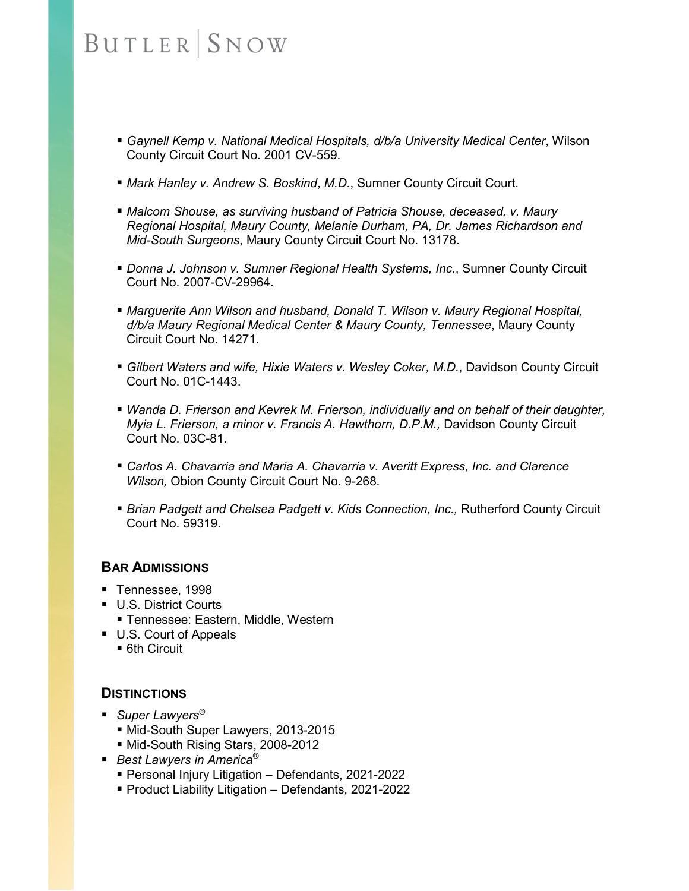- *Gaynell Kemp v. National Medical Hospitals, d/b/a University Medical Center*, Wilson County Circuit Court No. 2001 CV-559.
- *Mark Hanley v. Andrew S. Boskind*, *M.D.*, Sumner County Circuit Court.
- *Malcom Shouse, as surviving husband of Patricia Shouse, deceased, v. Maury Regional Hospital, Maury County, Melanie Durham, PA, Dr. James Richardson and Mid-South Surgeons*, Maury County Circuit Court No. 13178.
- *Donna J. Johnson v. Sumner Regional Health Systems, Inc.*, Sumner County Circuit Court No. 2007-CV-29964.
- *Marguerite Ann Wilson and husband, Donald T. Wilson v. Maury Regional Hospital, d/b/a Maury Regional Medical Center & Maury County, Tennessee*, Maury County Circuit Court No. 14271.
- *Gilbert Waters and wife, Hixie Waters v. Wesley Coker, M.D.*, Davidson County Circuit Court No. 01C-1443.
- *Wanda D. Frierson and Kevrek M. Frierson, individually and on behalf of their daughter, Myia L. Frierson, a minor v. Francis A. Hawthorn, D.P.M.,* Davidson County Circuit Court No. 03C-81.
- *Carlos A. Chavarria and Maria A. Chavarria v. Averitt Express, Inc. and Clarence Wilson,* Obion County Circuit Court No. 9-268.
- *Brian Padgett and Chelsea Padgett v. Kids Connection, Inc.,* Rutherford County Circuit Court No. 59319.

## Bar Admissions

- Tennessee, 1998
- U.S. District Courts
  - Tennessee: Eastern, Middle, Western
- U.S. Court of Appeals
  - 6th Circuit

## Distinctions

- *Super Lawyers®*
  - Mid-South Super Lawyers, 2013-2015
  - Mid-South Rising Stars, 2008-2012
- *Best Lawyers in America®*
  - Personal Injury Litigation – Defendants, 2021-2022
  - Product Liability Litigation – Defendants, 2021-2022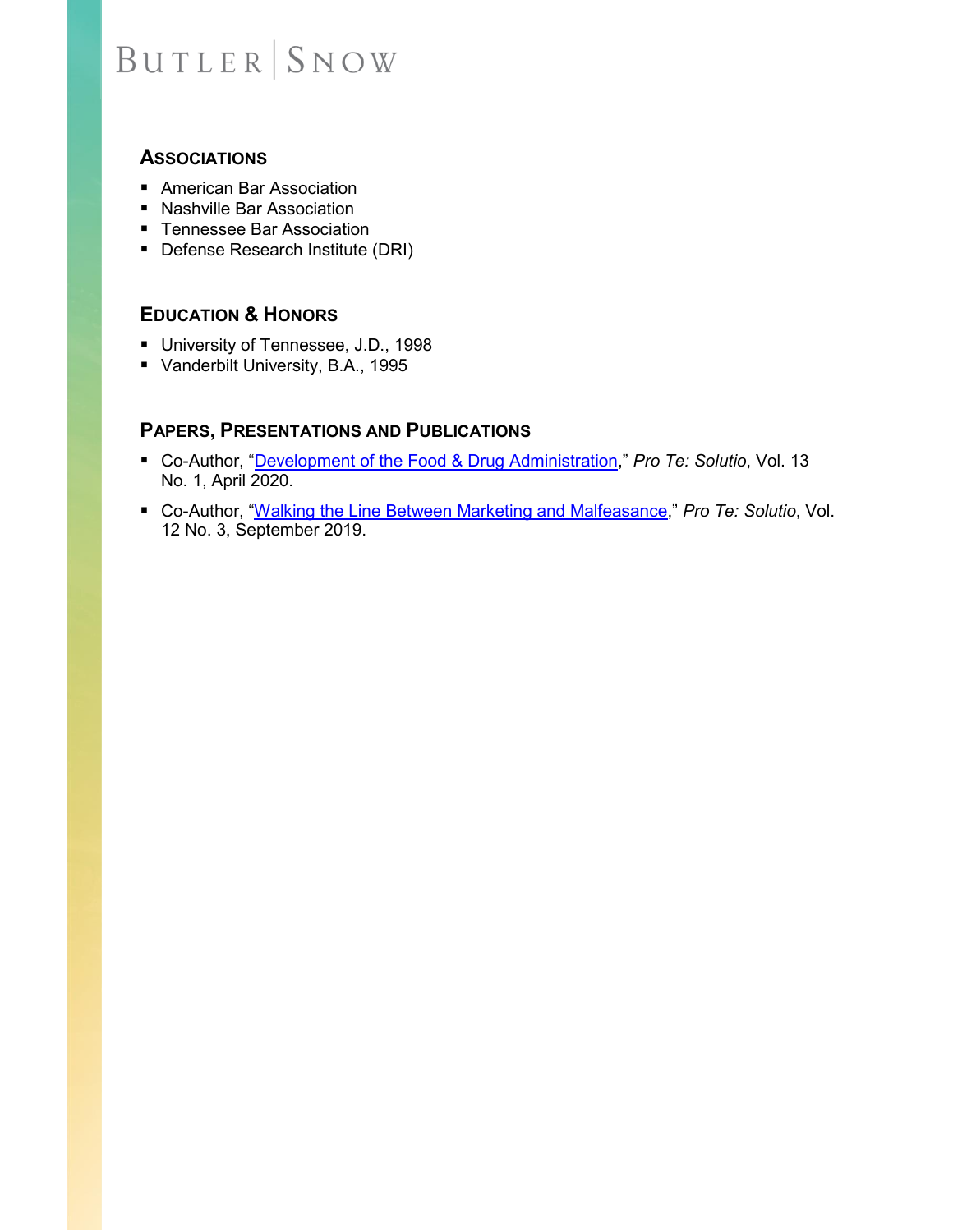## Associations

- American Bar Association
- Nashville Bar Association
- Tennessee Bar Association
- Defense Research Institute (DRI)

## Education & Honors

- University of Tennessee, J.D., 1998
- Vanderbilt University, B.A., 1995

## Papers, Presentations and Publications

- Co-Author, "Development of the Food & Drug Administration," *Pro Te: Solutio*, Vol. 13 No. 1, April 2020.
- Co-Author, "Walking the Line Between Marketing and Malfeasance," *Pro Te: Solutio*, Vol. 12 No. 3, September 2019.